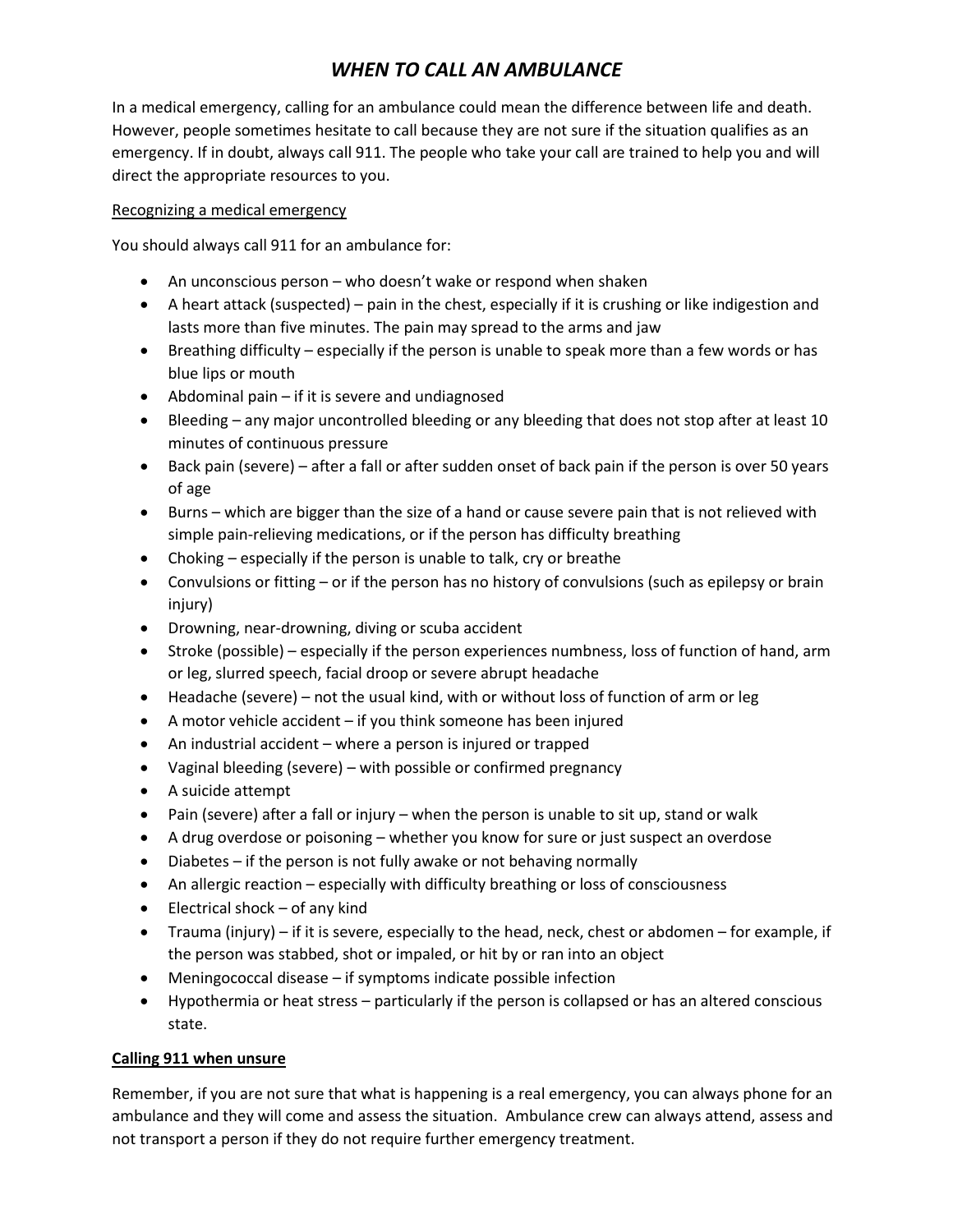# *WHEN TO CALL AN AMBULANCE*

In a medical emergency, calling for an ambulance could mean the difference between life and death. However, people sometimes hesitate to call because they are not sure if the situation qualifies as an emergency. If in doubt, always call 911. The people who take your call are trained to help you and will direct the appropriate resources to you.

<u>Recognizing a medical emergency</u>

You should always call 911 for an ambulance for:

- An unconscious person – who doesn't wake or respond when shaken
- A heart attack (suspected) – pain in the chest, especially if it is crushing or like indigestion and lasts more than five minutes. The pain may spread to the arms and jaw
- Breathing difficulty – especially if the person is unable to speak more than a few words or has blue lips or mouth
- Abdominal pain – if it is severe and undiagnosed
- Bleeding – any major uncontrolled bleeding or any bleeding that does not stop after at least 10 minutes of continuous pressure
- Back pain (severe) – after a fall or after sudden onset of back pain if the person is over 50 years of age
- Burns – which are bigger than the size of a hand or cause severe pain that is not relieved with simple pain-relieving medications, or if the person has difficulty breathing
- Choking – especially if the person is unable to talk, cry or breathe
- Convulsions or fitting – or if the person has no history of convulsions (such as epilepsy or brain injury)
- Drowning, near-drowning, diving or scuba accident
- Stroke (possible) – especially if the person experiences numbness, loss of function of hand, arm or leg, slurred speech, facial droop or severe abrupt headache
- Headache (severe) – not the usual kind, with or without loss of function of arm or leg
- A motor vehicle accident – if you think someone has been injured
- An industrial accident – where a person is injured or trapped
- Vaginal bleeding (severe) – with possible or confirmed pregnancy
- A suicide attempt
- Pain (severe) after a fall or injury – when the person is unable to sit up, stand or walk
- A drug overdose or poisoning – whether you know for sure or just suspect an overdose
- Diabetes – if the person is not fully awake or not behaving normally
- An allergic reaction – especially with difficulty breathing or loss of consciousness
- Electrical shock – of any kind
- Trauma (injury) – if it is severe, especially to the head, neck, chest or abdomen – for example, if the person was stabbed, shot or impaled, or hit by or ran into an object
- Meningococcal disease – if symptoms indicate possible infection
- Hypothermia or heat stress – particularly if the person is collapsed or has an altered conscious state.

**<u>Calling 911 when unsure</u>**

Remember, if you are not sure that what is happening is a real emergency, you can always phone for an ambulance and they will come and assess the situation. Ambulance crew can always attend, assess and not transport a person if they do not require further emergency treatment.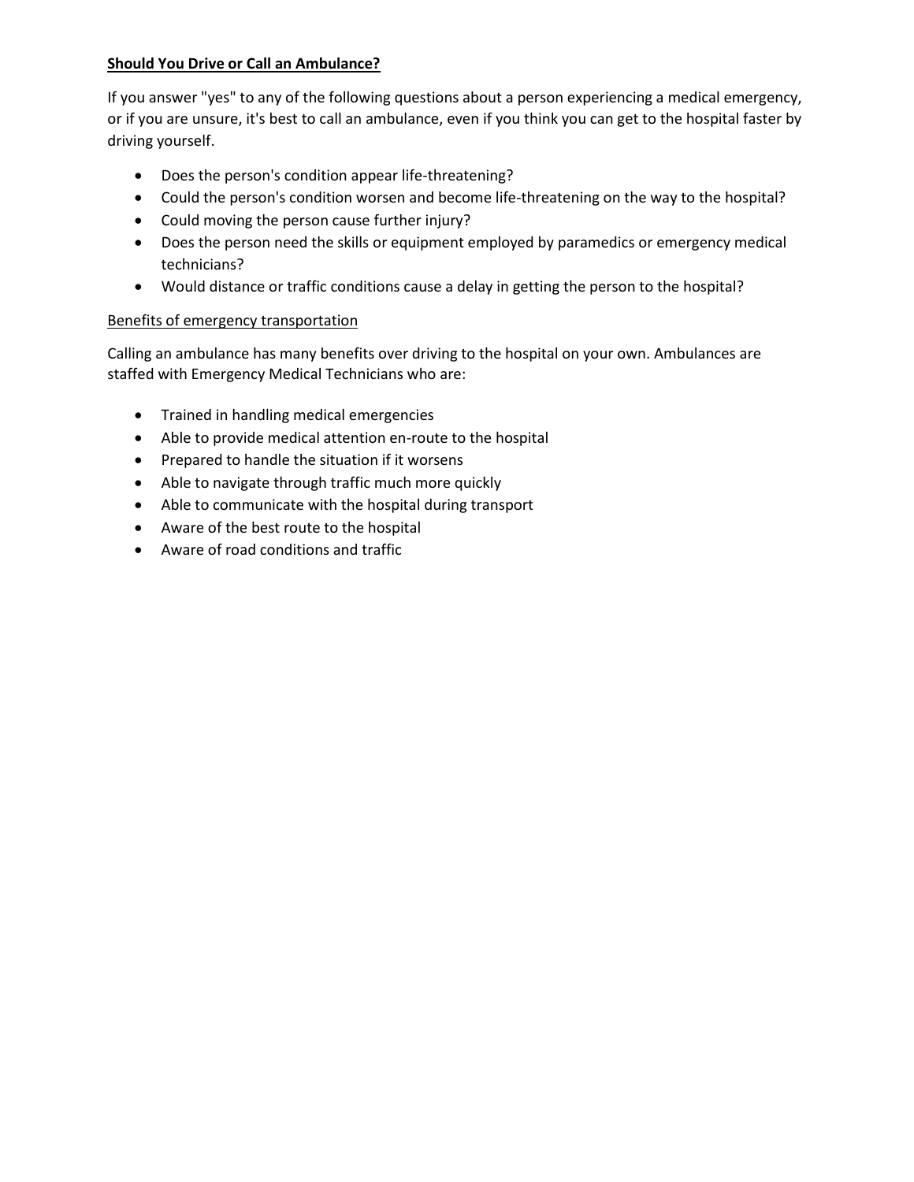## Should You Drive or Call an Ambulance?

If you answer "yes" to any of the following questions about a person experiencing a medical emergency, or if you are unsure, it's best to call an ambulance, even if you think you can get to the hospital faster by driving yourself.

- Does the person's condition appear life-threatening?
- Could the person's condition worsen and become life-threatening on the way to the hospital?
- Could moving the person cause further injury?
- Does the person need the skills or equipment employed by paramedics or emergency medical technicians?
- Would distance or traffic conditions cause a delay in getting the person to the hospital?

### Benefits of emergency transportation

Calling an ambulance has many benefits over driving to the hospital on your own. Ambulances are staffed with Emergency Medical Technicians who are:

- Trained in handling medical emergencies
- Able to provide medical attention en-route to the hospital
- Prepared to handle the situation if it worsens
- Able to navigate through traffic much more quickly
- Able to communicate with the hospital during transport
- Aware of the best route to the hospital
- Aware of road conditions and traffic